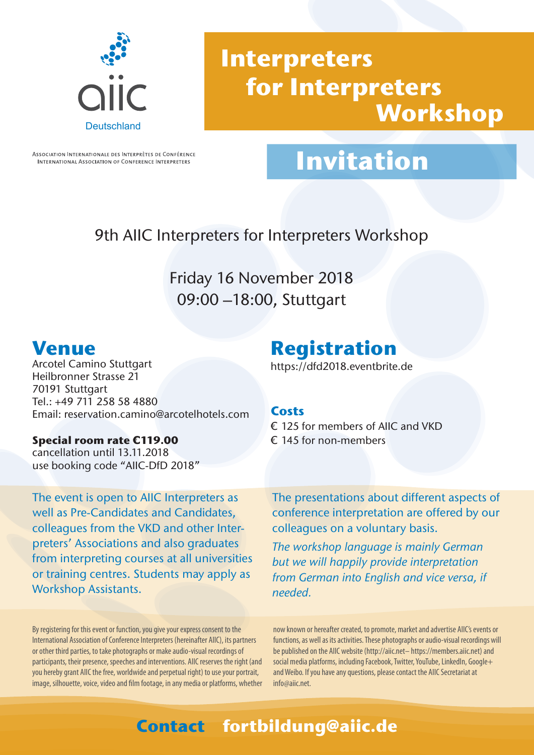aiic Deutschland

Association Internationale des Interprètes de Conférence
International Association of Conference Interpreters

# Interpreters for Interpreters Workshop

# Invitation

9th AIIC Interpreters for Interpreters Workshop

Friday 16 November 2018
09:00 –18:00, Stuttgart

## Venue

Arcotel Camino Stuttgart
Heilbronner Strasse 21
70191 Stuttgart
Tel.: +49 711 258 58 4880
Email: reservation.camino@arcotelhotels.com

**Special room rate €119.00**
cancellation until 13.11.2018
use booking code "AIIC-DfD 2018"

## Registration

https://dfd2018.eventbrite.de

### Costs

€ 125 for members of AIIC and VKD
€ 145 for non-members

The event is open to AIIC Interpreters as well as Pre-Candidates and Candidates, colleagues from the VKD and other Interpreters' Associations and also graduates from interpreting courses at all universities or training centres. Students may apply as Workshop Assistants.

The presentations about different aspects of conference interpretation are offered by our colleagues on a voluntary basis.

*The workshop language is mainly German but we will happily provide interpretation from German into English and vice versa, if needed.*

By registering for this event or function, you give your express consent to the International Association of Conference Interpreters (hereinafter AIIC), its partners or other third parties, to take photographs or make audio-visual recordings of participants, their presence, speeches and interventions. AIIC reserves the right (and you hereby grant AIIC the free, worldwide and perpetual right) to use your portrait, image, silhouette, voice, video and film footage, in any media or platforms, whether now known or hereafter created, to promote, market and advertise AIIC's events or functions, as well as its activities. These photographs or audio-visual recordings will be published on the AIIC website (http://aiic.net– https://members.aiic.net) and social media platforms, including Facebook, Twitter, YouTube, LinkedIn, Google+ and Weibo. If you have any questions, please contact the AIIC Secretariat at info@aiic.net.

**Contact fortbildung@aiic.de**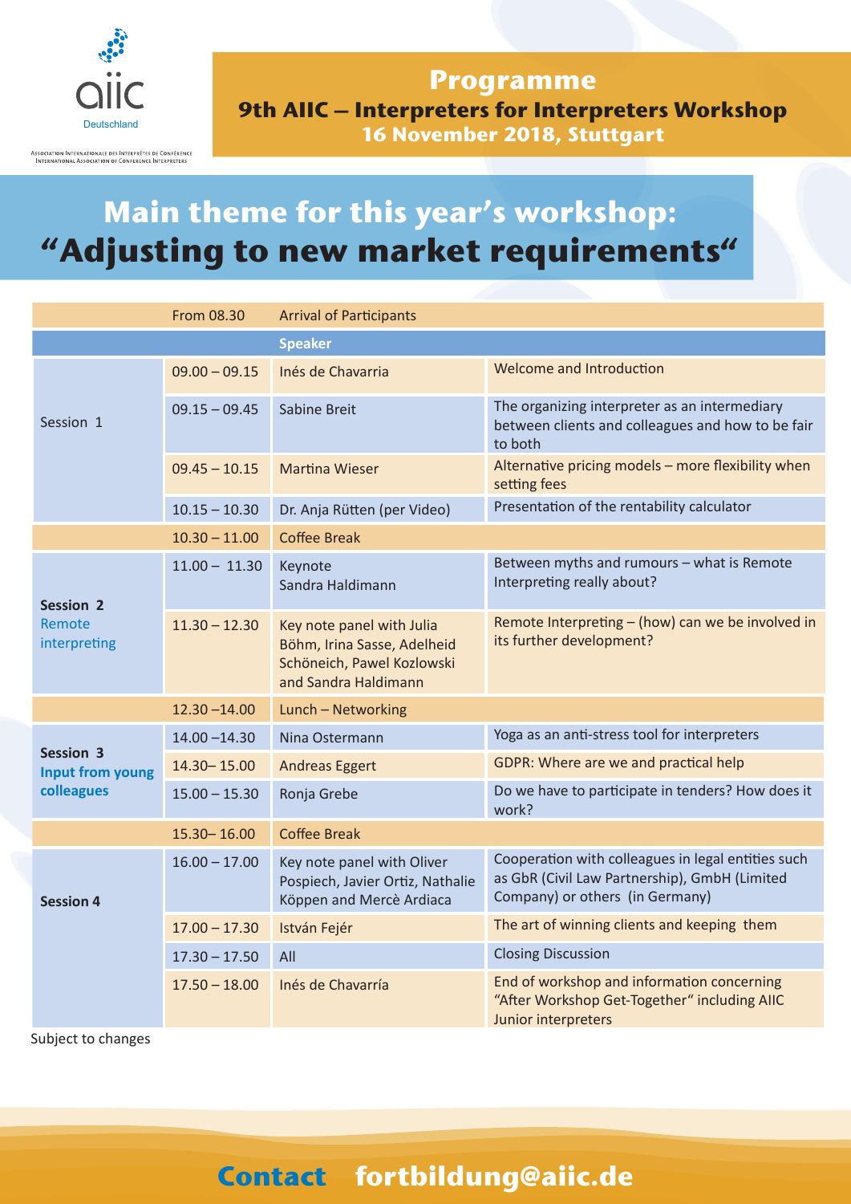aiic Deutschland

Association Internationale des Interprètes de Conférence
International Association of Conference Interpreters

# Programme

## 9th AIIC – Interpreters for Interpreters Workshop

### 16 November 2018, Stuttgart

## Main theme for this year's workshop: "Adjusting to new market requirements"

| | | | |
|---|---|---|---|
| | From 08.30 | Arrival of Participants | |
| | | **Speaker** | |
| Session 1 | 09.00 – 09.15 | Inés de Chavarria | Welcome and Introduction |
| | 09.15 – 09.45 | Sabine Breit | The organizing interpreter as an intermediary between clients and colleagues and how to be fair to both |
| | 09.45 – 10.15 | Martina Wieser | Alternative pricing models – more flexibility when setting fees |
| | 10.15 – 10.30 | Dr. Anja Rütten (per Video) | Presentation of the rentability calculator |
| | 10.30 – 11.00 | Coffee Break | |
| **Session 2** Remote interpreting | 11.00 – 11.30 | Keynote Sandra Haldimann | Between myths and rumours – what is Remote Interpreting really about? |
| | 11.30 – 12.30 | Key note panel with Julia Böhm, Irina Sasse, Adelheid Schöneich, Pawel Kozlowski and Sandra Haldimann | Remote Interpreting – (how) can we be involved in its further development? |
| | 12.30 –14.00 | Lunch – Networking | |
| **Session 3** **Input from young colleagues** | 14.00 –14.30 | Nina Ostermann | Yoga as an anti-stress tool for interpreters |
| | 14.30– 15.00 | Andreas Eggert | GDPR: Where are we and practical help |
| | 15.00 – 15.30 | Ronja Grebe | Do we have to participate in tenders? How does it work? |
| | 15.30– 16.00 | Coffee Break | |
| **Session 4** | 16.00 – 17.00 | Key note panel with Oliver Pospiech, Javier Ortiz, Nathalie Köppen and Mercè Ardiaca | Cooperation with colleagues in legal entities such as GbR (Civil Law Partnership), GmbH (Limited Company) or others (in Germany) |
| | 17.00 – 17.30 | István Fejér | The art of winning clients and keeping them |
| | 17.30 – 17.50 | All | Closing Discussion |
| | 17.50 – 18.00 | Inés de Chavarría | End of workshop and information concerning "After Workshop Get-Together" including AIIC Junior interpreters |

Subject to changes

**Contact** fortbildung@aiic.de